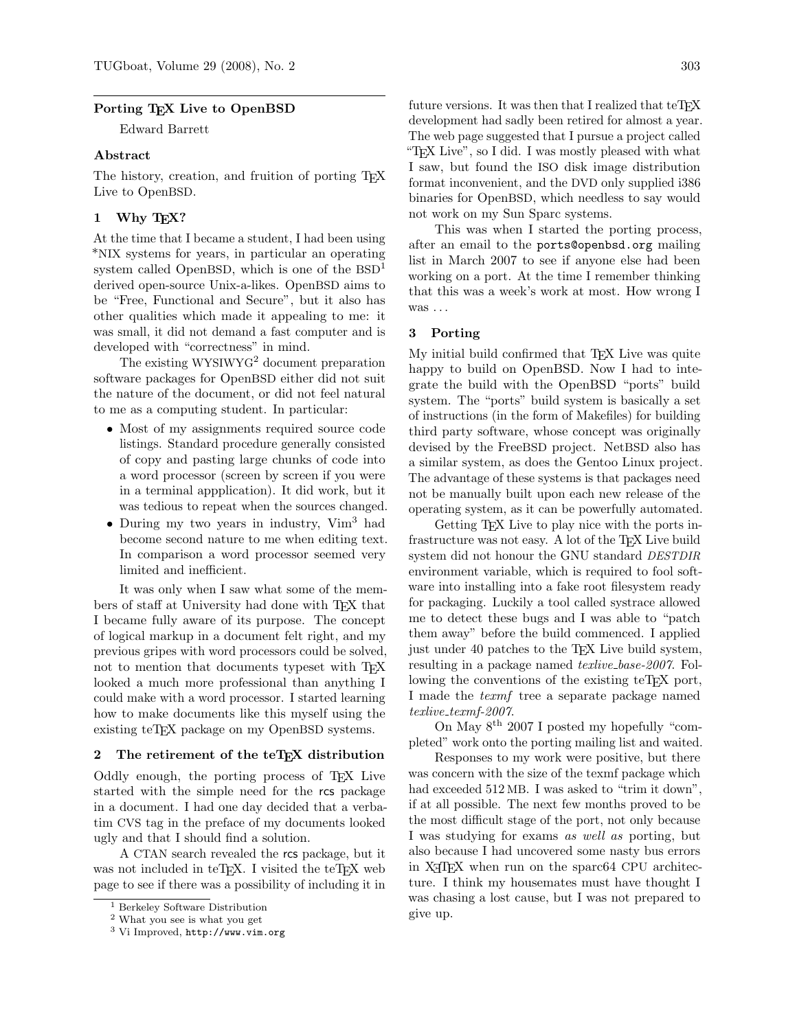## Porting TEX Live to OpenBSD

Edward Barrett

### Abstract

The history, creation, and fruition of porting TEX Live to OpenBSD.

### 1 Why TEX?

At the time that I became a student, I had been using *NIX systems for years, in particular an operating system called OpenBSD, which is one of the BSD[1] derived open-source Unix-a-likes. OpenBSD aims to be "Free, Functional and Secure", but it also has other qualities which made it appealing to me: it was small, it did not demand a fast computer and is developed with "correctness" in mind.

The existing WYSIWYG[2] document preparation software packages for OpenBSD either did not suit the nature of the document, or did not feel natural to me as a computing student. In particular:

- Most of my assignments required source code listings. Standard procedure generally consisted of copy and pasting large chunks of code into a word processor (screen by screen if you were in a terminal appplication). It did work, but it was tedious to repeat when the sources changed.
- During my two years in industry, Vim[3] had become second nature to me when editing text. In comparison a word processor seemed very limited and inefficient.

It was only when I saw what some of the members of staff at University had done with TEX that I became fully aware of its purpose. The concept of logical markup in a document felt right, and my previous gripes with word processors could be solved, not to mention that documents typeset with TEX looked a much more professional than anything I could make with a word processor. I started learning how to make documents like this myself using the existing teTEX package on my OpenBSD systems.

### 2 The retirement of the teTEX distribution

Oddly enough, the porting process of TEX Live started with the simple need for the rcs package in a document. I had one day decided that a verbatim CVS tag in the preface of my documents looked ugly and that I should find a solution.

A CTAN search revealed the rcs package, but it was not included in teTEX. I visited the teTEX web page to see if there was a possibility of including it in future versions. It was then that I realized that teTEX development had sadly been retired for almost a year. The web page suggested that I pursue a project called "TEX Live", so I did. I was mostly pleased with what I saw, but found the ISO disk image distribution format inconvenient, and the DVD only supplied i386 binaries for OpenBSD, which needless to say would not work on my Sun Sparc systems.

This was when I started the porting process, after an email to the `ports@openbsd.org` mailing list in March 2007 to see if anyone else had been working on a port. At the time I remember thinking that this was a week's work at most. How wrong I was ...

### 3 Porting

My initial build confirmed that TEX Live was quite happy to build on OpenBSD. Now I had to integrate the build with the OpenBSD "ports" build system. The "ports" build system is basically a set of instructions (in the form of Makefiles) for building third party software, whose concept was originally devised by the FreeBSD project. NetBSD also has a similar system, as does the Gentoo Linux project. The advantage of these systems is that packages need not be manually built upon each new release of the operating system, as it can be powerfully automated.

Getting TEX Live to play nice with the ports infrastructure was not easy. A lot of the TEX Live build system did not honour the GNU standard *DESTDIR* environment variable, which is required to fool software into installing into a fake root filesystem ready for packaging. Luckily a tool called systrace allowed me to detect these bugs and I was able to "patch them away" before the build commenced. I applied just under 40 patches to the TEX Live build system, resulting in a package named *texlive_base-2007*. Following the conventions of the existing teTEX port, I made the *texmf* tree a separate package named *texlive_texmf-2007*.

On May 8th 2007 I posted my hopefully "completed" work onto the porting mailing list and waited.

Responses to my work were positive, but there was concern with the size of the texmf package which had exceeded 512 MB. I was asked to "trim it down", if at all possible. The next few months proved to be the most difficult stage of the port, not only because I was studying for exams *as well as* porting, but also because I had uncovered some nasty bus errors in XƎTEX when run on the sparc64 CPU architecture. I think my housemates must have thought I was chasing a lost cause, but I was not prepared to give up.

---

[1] Berkeley Software Distribution

[2] What you see is what you get

[3] Vi Improved, `http://www.vim.org`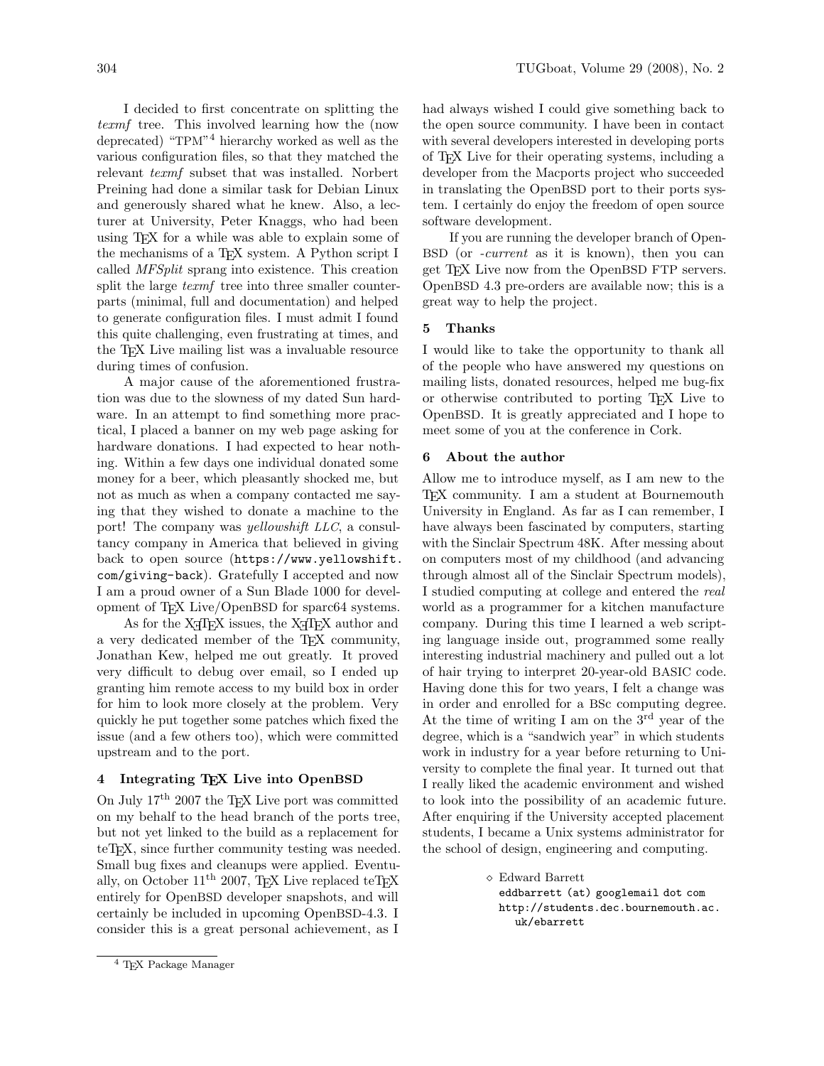I decided to first concentrate on splitting the *texmf* tree. This involved learning how the (now deprecated) "TPM"[4] hierarchy worked as well as the various configuration files, so that they matched the relevant *texmf* subset that was installed. Norbert Preining had done a similar task for Debian Linux and generously shared what he knew. Also, a lecturer at University, Peter Knaggs, who had been using TeX for a while was able to explain some of the mechanisms of a TeX system. A Python script I called *MFSplit* sprang into existence. This creation split the large *texmf* tree into three smaller counterparts (minimal, full and documentation) and helped to generate configuration files. I must admit I found this quite challenging, even frustrating at times, and the TeX Live mailing list was a invaluable resource during times of confusion.

A major cause of the aforementioned frustration was due to the slowness of my dated Sun hardware. In an attempt to find something more practical, I placed a banner on my web page asking for hardware donations. I had expected to hear nothing. Within a few days one individual donated some money for a beer, which pleasantly shocked me, but not as much as when a company contacted me saying that they wished to donate a machine to the port! The company was *yellowshift LLC*, a consultancy company in America that believed in giving back to open source (`https://www.yellowshift.com/giving-back`). Gratefully I accepted and now I am a proud owner of a Sun Blade 1000 for development of TeX Live/OpenBSD for sparc64 systems.

As for the XeTeX issues, the XeTeX author and a very dedicated member of the TeX community, Jonathan Kew, helped me out greatly. It proved very difficult to debug over email, so I ended up granting him remote access to my build box in order for him to look more closely at the problem. Very quickly he put together some patches which fixed the issue (and a few others too), which were committed upstream and to the port.

## 4 Integrating TeX Live into OpenBSD

On July 17<sup>th</sup> 2007 the TeX Live port was committed on my behalf to the head branch of the ports tree, but not yet linked to the build as a replacement for teTeX, since further community testing was needed. Small bug fixes and cleanups were applied. Eventually, on October 11<sup>th</sup> 2007, TeX Live replaced teTeX entirely for OpenBSD developer snapshots, and will certainly be included in upcoming OpenBSD-4.3. I consider this is a great personal achievement, as I had always wished I could give something back to the open source community. I have been in contact with several developers interested in developing ports of TeX Live for their operating systems, including a developer from the Macports project who succeeded in translating the OpenBSD port to their ports system. I certainly do enjoy the freedom of open source software development.

If you are running the developer branch of OpenBSD (or *-current* as it is known), then you can get TeX Live now from the OpenBSD FTP servers. OpenBSD 4.3 pre-orders are available now; this is a great way to help the project.

## 5 Thanks

I would like to take the opportunity to thank all of the people who have answered my questions on mailing lists, donated resources, helped me bug-fix or otherwise contributed to porting TeX Live to OpenBSD. It is greatly appreciated and I hope to meet some of you at the conference in Cork.

## 6 About the author

Allow me to introduce myself, as I am new to the TeX community. I am a student at Bournemouth University in England. As far as I can remember, I have always been fascinated by computers, starting with the Sinclair Spectrum 48K. After messing about on computers most of my childhood (and advancing through almost all of the Sinclair Spectrum models), I studied computing at college and entered the *real* world as a programmer for a kitchen manufacture company. During this time I learned a web scripting language inside out, programmed some really interesting industrial machinery and pulled out a lot of hair trying to interpret 20-year-old BASIC code. Having done this for two years, I felt a change was in order and enrolled for a BSc computing degree. At the time of writing I am on the 3<sup>rd</sup> year of the degree, which is a "sandwich year" in which students work in industry for a year before returning to University to complete the final year. It turned out that I really liked the academic environment and wished to look into the possibility of an academic future. After enquiring if the University accepted placement students, I became a Unix systems administrator for the school of design, engineering and computing.

◇ Edward Barrett
`eddbarrett (at) googlemail dot com`
`http://students.dec.bournemouth.ac.uk/ebarrett`

---

[4] TeX Package Manager